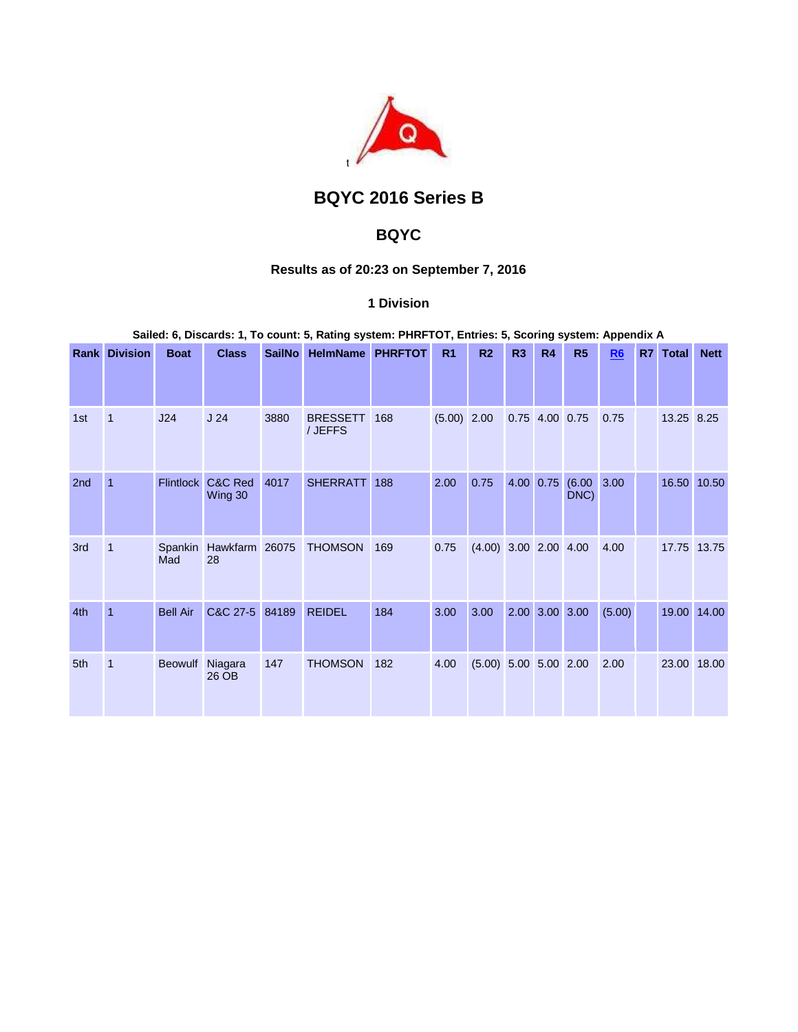# BQYC 2016 Series B

## BQYC

### Results as of 20:23 on September 7, 2016

### 1 Division

**Sailed: 6, Discards: 1, To count: 5, Rating system: PHRFTOT, Entries: 5, Scoring system: Appendix A**

| Rank | Division | Boat | Class | SailNo | HelmName | PHRFTOT | R1 | R2 | R3 | R4 | R5 | R6 | R7 | Total | Nett |
|---|---|---|---|---|---|---|---|---|---|---|---|---|---|---|---|
| 1st | 1 | J24 | J 24 | 3880 | BRESSETT / JEFFS | 168 | (5.00) | 2.00 | 0.75 | 4.00 | 0.75 | 0.75 | | 13.25 | 8.25 |
| 2nd | 1 | Flintlock | C&C Red Wing 30 | 4017 | SHERRATT | 188 | 2.00 | 0.75 | 4.00 | 0.75 | (6.00 DNC) | 3.00 | | 16.50 | 10.50 |
| 3rd | 1 | Spankin Mad | Hawkfarm 28 | 26075 | THOMSON | 169 | 0.75 | (4.00) | 3.00 | 2.00 | 4.00 | 4.00 | | 17.75 | 13.75 |
| 4th | 1 | Bell Air | C&C 27-5 | 84189 | REIDEL | 184 | 3.00 | 3.00 | 2.00 | 3.00 | 3.00 | (5.00) | | 19.00 | 14.00 |
| 5th | 1 | Beowulf | Niagara 26 OB | 147 | THOMSON | 182 | 4.00 | (5.00) | 5.00 | 5.00 | 2.00 | 2.00 | | 23.00 | 18.00 |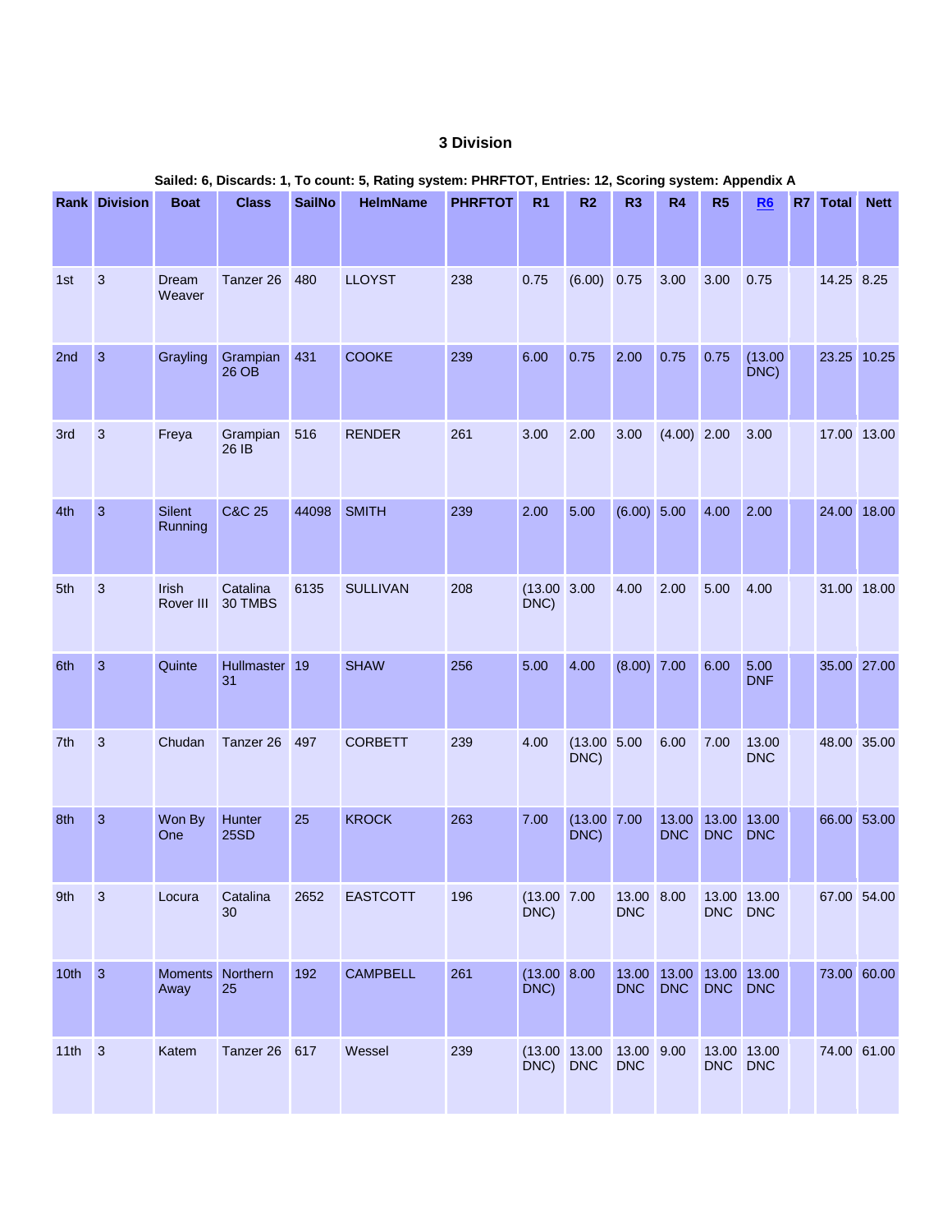### 3 Division

**Sailed: 6, Discards: 1, To count: 5, Rating system: PHRFTOT, Entries: 12, Scoring system: Appendix A**

| Rank | Division | Boat | Class | SailNo | HelmName | PHRFTOT | R1 | R2 | R3 | R4 | R5 | R6 | R7 | Total | Nett |
|---|---|---|---|---|---|---|---|---|---|---|---|---|---|---|---|
| 1st | 3 | Dream Weaver | Tanzer 26 | 480 | LLOYST | 238 | 0.75 | (6.00) | 0.75 | 3.00 | 3.00 | 0.75 | | 14.25 | 8.25 |
| 2nd | 3 | Grayling | Grampian 26 OB | 431 | COOKE | 239 | 6.00 | 0.75 | 2.00 | 0.75 | 0.75 | (13.00 DNC) | | 23.25 | 10.25 |
| 3rd | 3 | Freya | Grampian 26 IB | 516 | RENDER | 261 | 3.00 | 2.00 | 3.00 | (4.00) | 2.00 | 3.00 | | 17.00 | 13.00 |
| 4th | 3 | Silent Running | C&C 25 | 44098 | SMITH | 239 | 2.00 | 5.00 | (6.00) | 5.00 | 4.00 | 2.00 | | 24.00 | 18.00 |
| 5th | 3 | Irish Rover III | Catalina 30 TMBS | 6135 | SULLIVAN | 208 | (13.00 DNC) | 3.00 | 4.00 | 2.00 | 5.00 | 4.00 | | 31.00 | 18.00 |
| 6th | 3 | Quinte | Hullmaster 31 | 19 | SHAW | 256 | 5.00 | 4.00 | (8.00) | 7.00 | 6.00 | 5.00 DNF | | 35.00 | 27.00 |
| 7th | 3 | Chudan | Tanzer 26 | 497 | CORBETT | 239 | 4.00 | (13.00 DNC) | 5.00 | 6.00 | 7.00 | 13.00 DNC | | 48.00 | 35.00 |
| 8th | 3 | Won By One | Hunter 25SD | 25 | KROCK | 263 | 7.00 | (13.00 DNC) | 7.00 | 13.00 DNC | 13.00 DNC | 13.00 DNC | | 66.00 | 53.00 |
| 9th | 3 | Locura | Catalina 30 | 2652 | EASTCOTT | 196 | (13.00 DNC) | 7.00 | 13.00 DNC | 8.00 | 13.00 DNC | 13.00 DNC | | 67.00 | 54.00 |
| 10th | 3 | Moments Away | Northern 25 | 192 | CAMPBELL | 261 | (13.00 DNC) | 8.00 | 13.00 DNC | 13.00 DNC | 13.00 DNC | 13.00 DNC | | 73.00 | 60.00 |
| 11th | 3 | Katem | Tanzer 26 | 617 | Wessel | 239 | (13.00 DNC) | 13.00 DNC | 13.00 DNC | 9.00 | 13.00 DNC | 13.00 DNC | | 74.00 | 61.00 |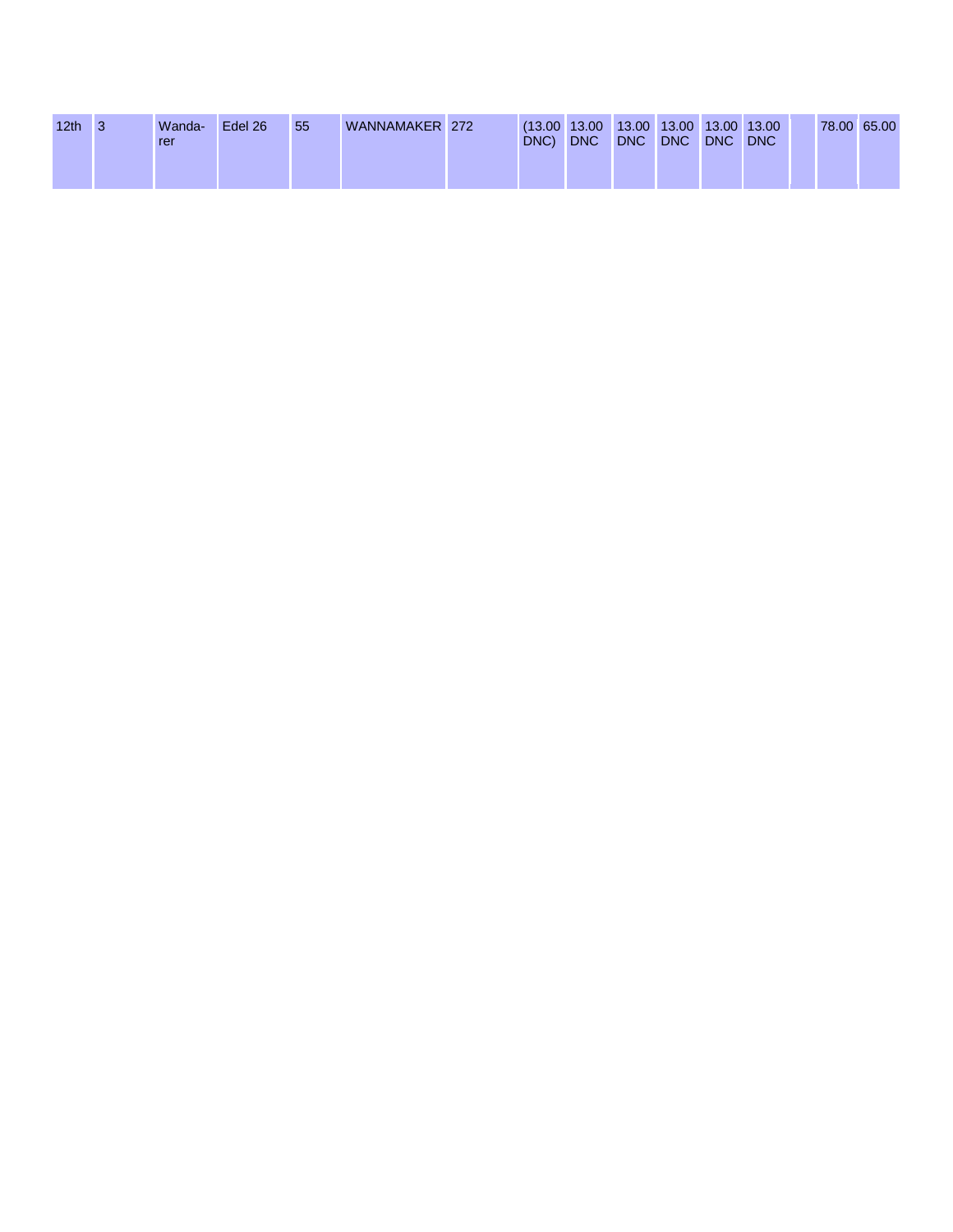| 12th | 3 | Wanda-rer | Edel 26 | 55 | WANNAMAKER | 272 | (13.00 DNC) | 13.00 DNC | 13.00 DNC | 13.00 DNC | 13.00 DNC | 13.00 DNC | | 78.00 | 65.00 |
|---|---|---|---|---|---|---|---|---|---|---|---|---|---|---|---|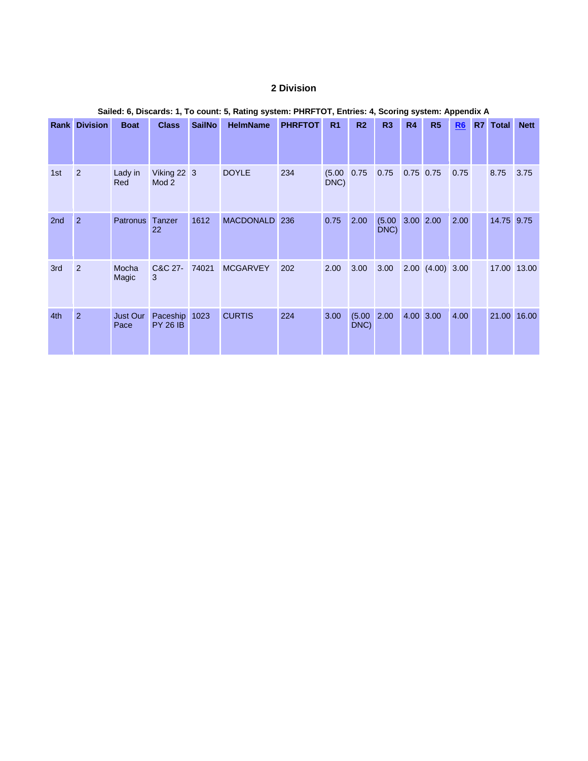## 2 Division

**Sailed: 6, Discards: 1, To count: 5, Rating system: PHRFTOT, Entries: 4, Scoring system: Appendix A**

| Rank | Division | Boat | Class | SailNo | HelmName | PHRFTOT | R1 | R2 | R3 | R4 | R5 | R6 | R7 | Total | Nett |
|---|---|---|---|---|---|---|---|---|---|---|---|---|---|---|---|
| 1st | 2 | Lady in Red | Viking 22 Mod 2 | 3 | DOYLE | 234 | (5.00 DNC) | 0.75 | 0.75 | 0.75 | 0.75 | 0.75 | | 8.75 | 3.75 |
| 2nd | 2 | Patronus | Tanzer 22 | 1612 | MACDONALD | 236 | 0.75 | 2.00 | (5.00 DNC) | 3.00 | 2.00 | 2.00 | | 14.75 | 9.75 |
| 3rd | 2 | Mocha Magic | C&C 27-3 | 74021 | MCGARVEY | 202 | 2.00 | 3.00 | 3.00 | 2.00 | (4.00) | 3.00 | | 17.00 | 13.00 |
| 4th | 2 | Just Our Pace | Paceship PY 26 IB | 1023 | CURTIS | 224 | 3.00 | (5.00 DNC) | 2.00 | 4.00 | 3.00 | 4.00 | | 21.00 | 16.00 |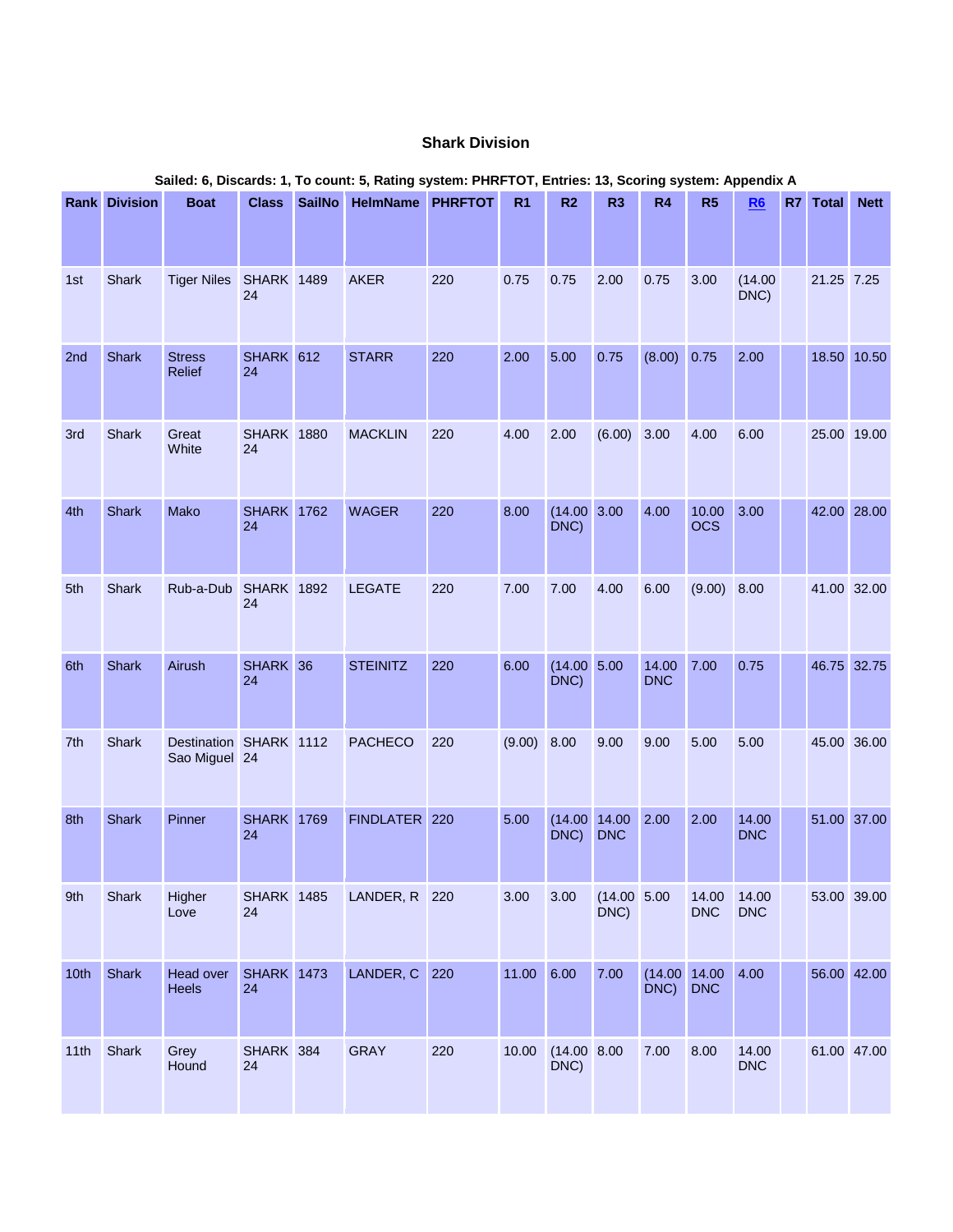### Shark Division

**Sailed: 6, Discards: 1, To count: 5, Rating system: PHRFTOT, Entries: 13, Scoring system: Appendix A**

| Rank | Division | Boat | Class | SailNo | HelmName | PHRFTOT | R1 | R2 | R3 | R4 | R5 | R6 | R7 | Total | Nett |
|---|---|---|---|---|---|---|---|---|---|---|---|---|---|---|---|
| 1st | Shark | Tiger Niles | SHARK 24 | 1489 | AKER | 220 | 0.75 | 0.75 | 2.00 | 0.75 | 3.00 | (14.00 DNC) | | 21.25 | 7.25 |
| 2nd | Shark | Stress Relief | SHARK 24 | 612 | STARR | 220 | 2.00 | 5.00 | 0.75 | (8.00) | 0.75 | 2.00 | | 18.50 | 10.50 |
| 3rd | Shark | Great White | SHARK 24 | 1880 | MACKLIN | 220 | 4.00 | 2.00 | (6.00) | 3.00 | 4.00 | 6.00 | | 25.00 | 19.00 |
| 4th | Shark | Mako | SHARK 24 | 1762 | WAGER | 220 | 8.00 | (14.00 DNC) | 3.00 | 4.00 | 10.00 OCS | 3.00 | | 42.00 | 28.00 |
| 5th | Shark | Rub-a-Dub | SHARK 24 | 1892 | LEGATE | 220 | 7.00 | 7.00 | 4.00 | 6.00 | (9.00) | 8.00 | | 41.00 | 32.00 |
| 6th | Shark | Airush | SHARK 24 | 36 | STEINITZ | 220 | 6.00 | (14.00 DNC) | 5.00 | 14.00 DNC | 7.00 | 0.75 | | 46.75 | 32.75 |
| 7th | Shark | Destination Sao Miguel | SHARK 24 | 1112 | PACHECO | 220 | (9.00) | 8.00 | 9.00 | 9.00 | 5.00 | 5.00 | | 45.00 | 36.00 |
| 8th | Shark | Pinner | SHARK 24 | 1769 | FINDLATER | 220 | 5.00 | (14.00 DNC) | 14.00 DNC | 2.00 | 2.00 | 14.00 DNC | | 51.00 | 37.00 |
| 9th | Shark | Higher Love | SHARK 24 | 1485 | LANDER, R | 220 | 3.00 | 3.00 | (14.00 DNC) | 5.00 | 14.00 DNC | 14.00 DNC | | 53.00 | 39.00 |
| 10th | Shark | Head over Heels | SHARK 24 | 1473 | LANDER, C | 220 | 11.00 | 6.00 | 7.00 | (14.00 DNC) | 14.00 DNC | 4.00 | | 56.00 | 42.00 |
| 11th | Shark | Grey Hound | SHARK 24 | 384 | GRAY | 220 | 10.00 | (14.00 DNC) | 8.00 | 7.00 | 8.00 | 14.00 DNC | | 61.00 | 47.00 |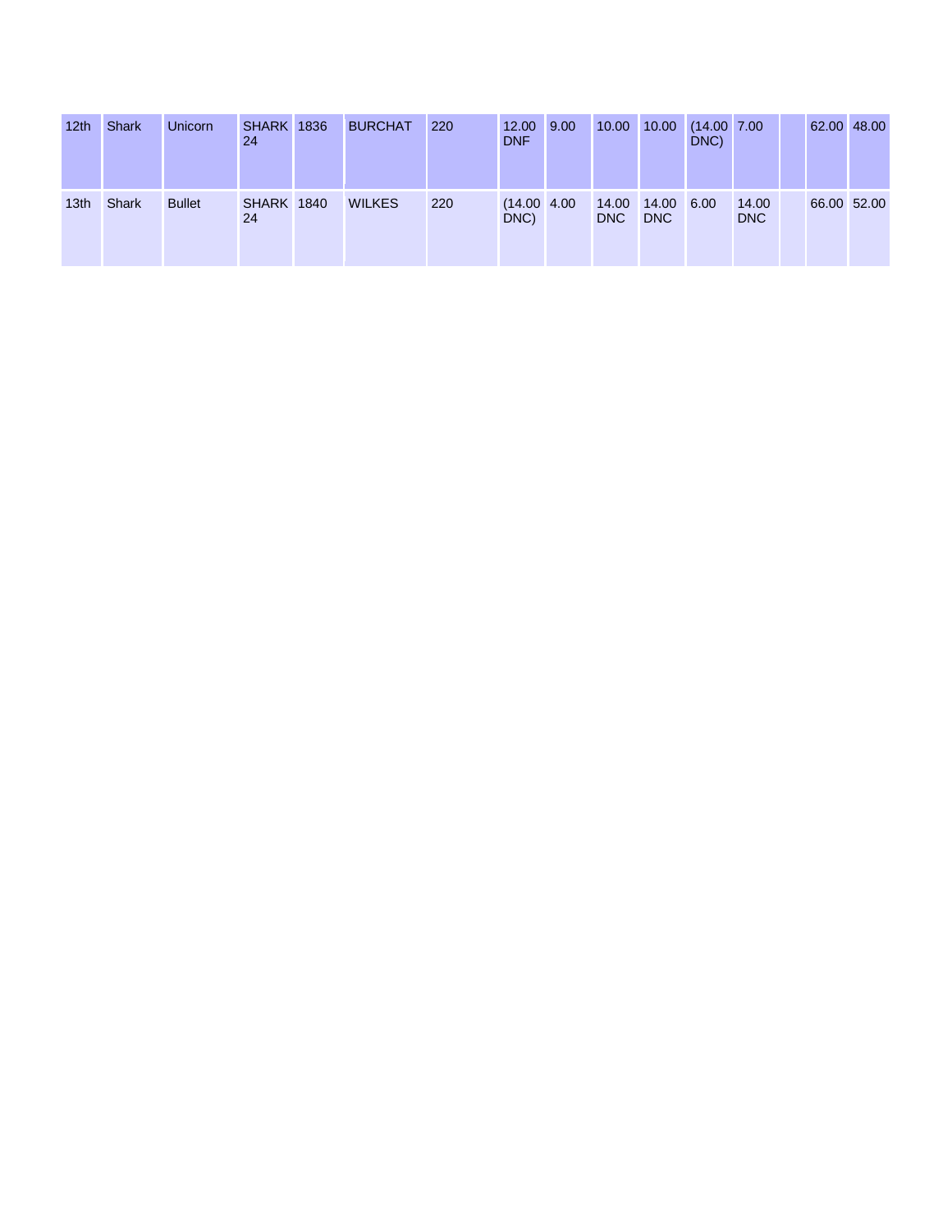| 12th | Shark | Unicorn | SHARK 24 | 1836 | BURCHAT | 220 | 12.00 DNF | 9.00 | 10.00 | 10.00 | (14.00 DNC) | 7.00 | | 62.00 | 48.00 |
|---|---|---|---|---|---|---|---|---|---|---|---|---|---|---|---|
| 13th | Shark | Bullet | SHARK 24 | 1840 | WILKES | 220 | (14.00 DNC) | 4.00 | 14.00 DNC | 14.00 DNC | 6.00 | 14.00 DNC | | 66.00 | 52.00 |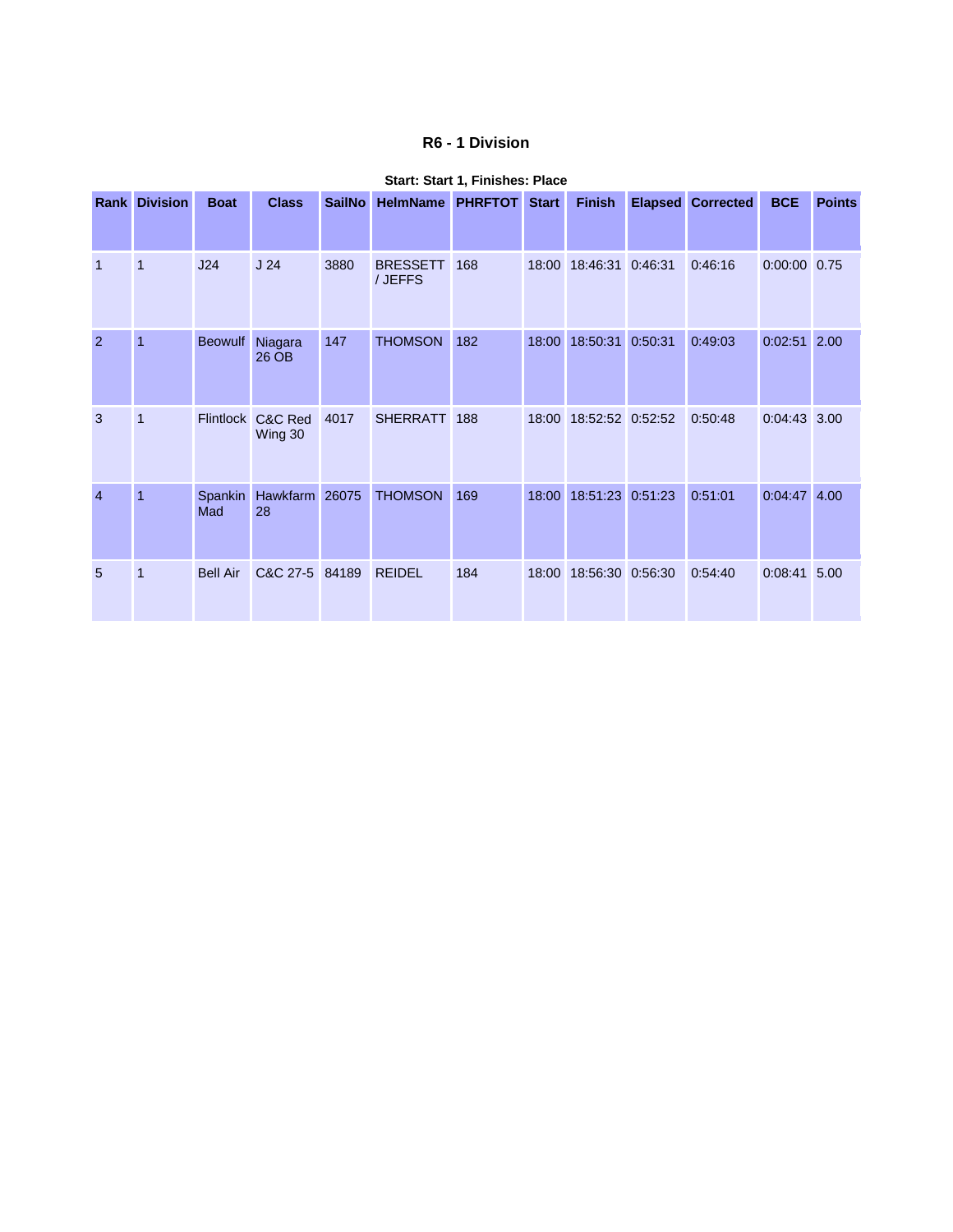### R6 - 1 Division

**Start: Start 1, Finishes: Place**

| Rank | Division | Boat | Class | SailNo | HelmName | PHRFTOT | Start | Finish | Elapsed | Corrected | BCE | Points |
|---|---|---|---|---|---|---|---|---|---|---|---|---|
| 1 | 1 | J24 | J 24 | 3880 | BRESSETT / JEFFS | 168 | 18:00 | 18:46:31 | 0:46:31 | 0:46:16 | 0:00:00 | 0.75 |
| 2 | 1 | Beowulf | Niagara 26 OB | 147 | THOMSON | 182 | 18:00 | 18:50:31 | 0:50:31 | 0:49:03 | 0:02:51 | 2.00 |
| 3 | 1 | Flintlock | C&C Red Wing 30 | 4017 | SHERRATT | 188 | 18:00 | 18:52:52 | 0:52:52 | 0:50:48 | 0:04:43 | 3.00 |
| 4 | 1 | Spankin Mad | Hawkfarm 28 | 26075 | THOMSON | 169 | 18:00 | 18:51:23 | 0:51:23 | 0:51:01 | 0:04:47 | 4.00 |
| 5 | 1 | Bell Air | C&C 27-5 | 84189 | REIDEL | 184 | 18:00 | 18:56:30 | 0:56:30 | 0:54:40 | 0:08:41 | 5.00 |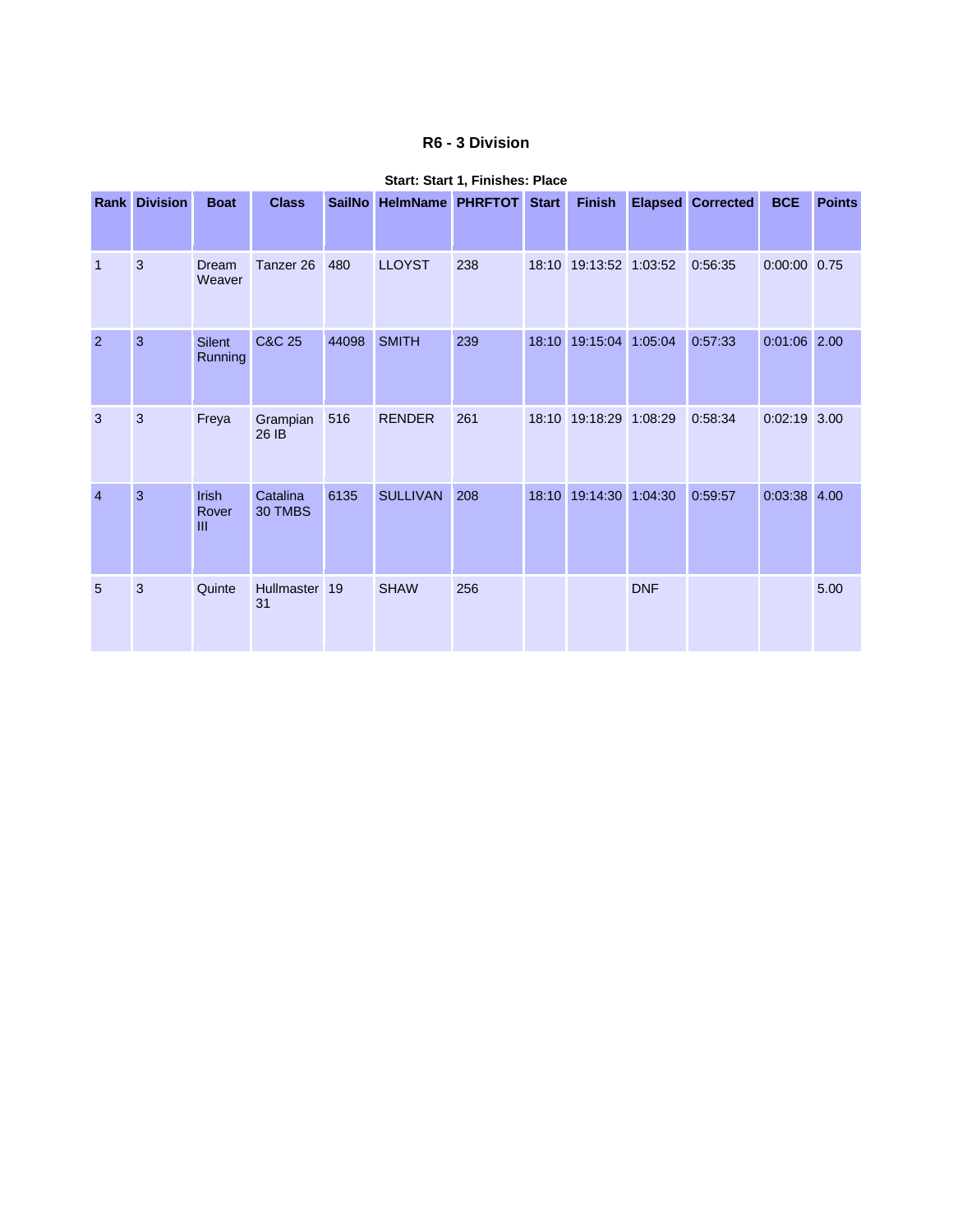## R6 - 3 Division

**Start: Start 1, Finishes: Place**

| Rank | Division | Boat | Class | SailNo | HelmName | PHRFTOT | Start | Finish | Elapsed | Corrected | BCE | Points |
|---|---|---|---|---|---|---|---|---|---|---|---|---|
| 1 | 3 | Dream Weaver | Tanzer 26 | 480 | LLOYST | 238 | 18:10 | 19:13:52 | 1:03:52 | 0:56:35 | 0:00:00 | 0.75 |
| 2 | 3 | Silent Running | C&C 25 | 44098 | SMITH | 239 | 18:10 | 19:15:04 | 1:05:04 | 0:57:33 | 0:01:06 | 2.00 |
| 3 | 3 | Freya | Grampian 26 IB | 516 | RENDER | 261 | 18:10 | 19:18:29 | 1:08:29 | 0:58:34 | 0:02:19 | 3.00 |
| 4 | 3 | Irish Rover III | Catalina 30 TMBS | 6135 | SULLIVAN | 208 | 18:10 | 19:14:30 | 1:04:30 | 0:59:57 | 0:03:38 | 4.00 |
| 5 | 3 | Quinte | Hullmaster 31 | 19 | SHAW | 256 | | | DNF | | | 5.00 |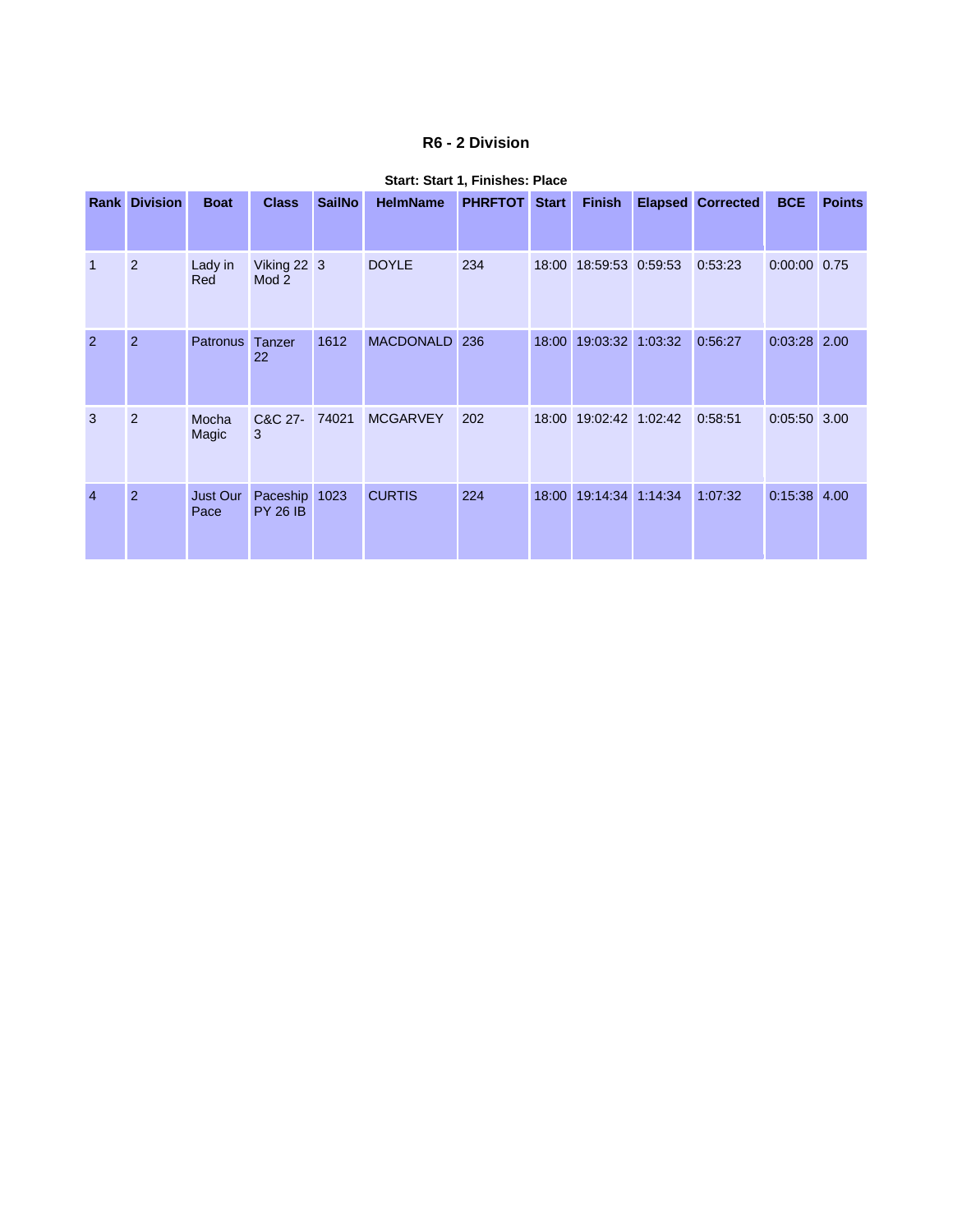### R6 - 2 Division

**Start: Start 1, Finishes: Place**

| Rank | Division | Boat | Class | SailNo | HelmName | PHRFTOT | Start | Finish | Elapsed | Corrected | BCE | Points |
|---|---|---|---|---|---|---|---|---|---|---|---|---|
| 1 | 2 | Lady in Red | Viking 22 Mod 2 | 3 | DOYLE | 234 | 18:00 | 18:59:53 | 0:59:53 | 0:53:23 | 0:00:00 | 0.75 |
| 2 | 2 | Patronus | Tanzer 22 | 1612 | MACDONALD | 236 | 18:00 | 19:03:32 | 1:03:32 | 0:56:27 | 0:03:28 | 2.00 |
| 3 | 2 | Mocha Magic | C&C 27-3 | 74021 | MCGARVEY | 202 | 18:00 | 19:02:42 | 1:02:42 | 0:58:51 | 0:05:50 | 3.00 |
| 4 | 2 | Just Our Pace | Paceship PY 26 IB | 1023 | CURTIS | 224 | 18:00 | 19:14:34 | 1:14:34 | 1:07:32 | 0:15:38 | 4.00 |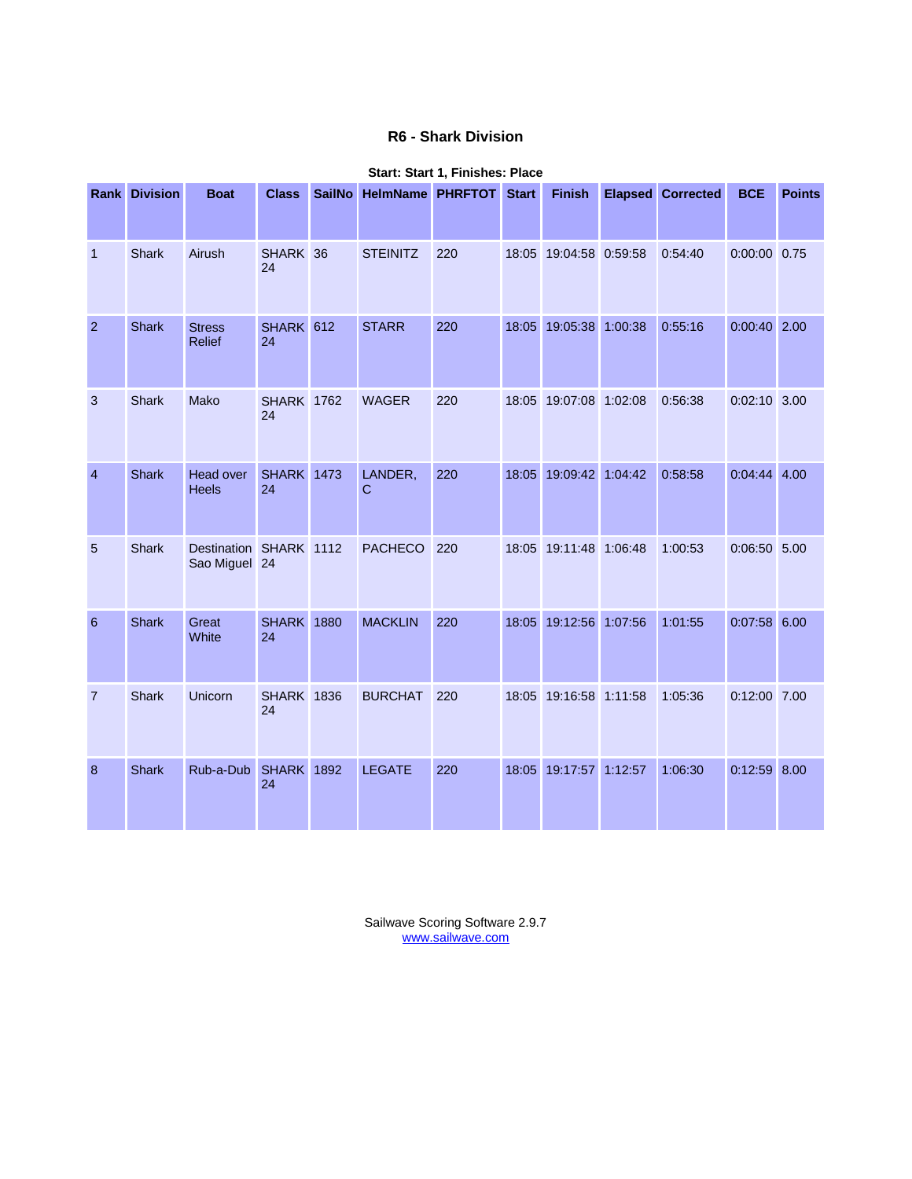### R6 - Shark Division

**Start: Start 1, Finishes: Place**

| Rank | Division | Boat | Class | SailNo | HelmName | PHRFTOT | Start | Finish | Elapsed | Corrected | BCE | Points |
|---|---|---|---|---|---|---|---|---|---|---|---|---|
| 1 | Shark | Airush | SHARK 24 | 36 | STEINITZ | 220 | 18:05 | 19:04:58 | 0:59:58 | 0:54:40 | 0:00:00 | 0.75 |
| 2 | Shark | Stress Relief | SHARK 24 | 612 | STARR | 220 | 18:05 | 19:05:38 | 1:00:38 | 0:55:16 | 0:00:40 | 2.00 |
| 3 | Shark | Mako | SHARK 24 | 1762 | WAGER | 220 | 18:05 | 19:07:08 | 1:02:08 | 0:56:38 | 0:02:10 | 3.00 |
| 4 | Shark | Head over Heels | SHARK 24 | 1473 | LANDER, C | 220 | 18:05 | 19:09:42 | 1:04:42 | 0:58:58 | 0:04:44 | 4.00 |
| 5 | Shark | Destination Sao Miguel | SHARK 24 | 1112 | PACHECO | 220 | 18:05 | 19:11:48 | 1:06:48 | 1:00:53 | 0:06:50 | 5.00 |
| 6 | Shark | Great White | SHARK 24 | 1880 | MACKLIN | 220 | 18:05 | 19:12:56 | 1:07:56 | 1:01:55 | 0:07:58 | 6.00 |
| 7 | Shark | Unicorn | SHARK 24 | 1836 | BURCHAT | 220 | 18:05 | 19:16:58 | 1:11:58 | 1:05:36 | 0:12:00 | 7.00 |
| 8 | Shark | Rub-a-Dub | SHARK 24 | 1892 | LEGATE | 220 | 18:05 | 19:17:57 | 1:12:57 | 1:06:30 | 0:12:59 | 8.00 |

Sailwave Scoring Software 2.9.7
www.sailwave.com